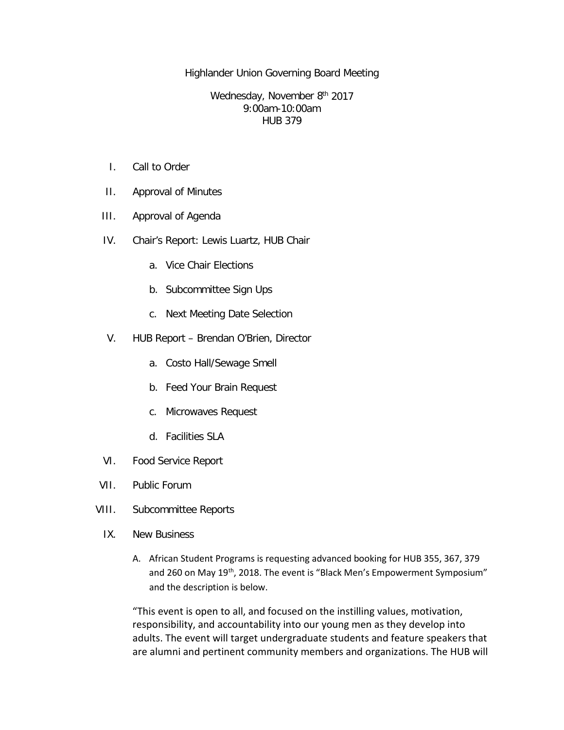# Highlander Union Governing Board Meeting

Wednesday, November 8th 2017
9:00am-10:00am
HUB 379

I. Call to Order

II. Approval of Minutes

III. Approval of Agenda

IV. Chair's Report: Lewis Luartz, HUB Chair

   a. Vice Chair Elections

   b. Subcommittee Sign Ups

   c. Next Meeting Date Selection

V. HUB Report – Brendan O'Brien, Director

   a. Costo Hall/Sewage Smell

   b. Feed Your Brain Request

   c. Microwaves Request

   d. Facilities SLA

VI. Food Service Report

VII. Public Forum

VIII. Subcommittee Reports

IX. New Business

   A. African Student Programs is requesting advanced booking for HUB 355, 367, 379 and 260 on May 19th, 2018. The event is "Black Men's Empowerment Symposium" and the description is below.

   "This event is open to all, and focused on the instilling values, motivation, responsibility, and accountability into our young men as they develop into adults. The event will target undergraduate students and feature speakers that are alumni and pertinent community members and organizations. The HUB will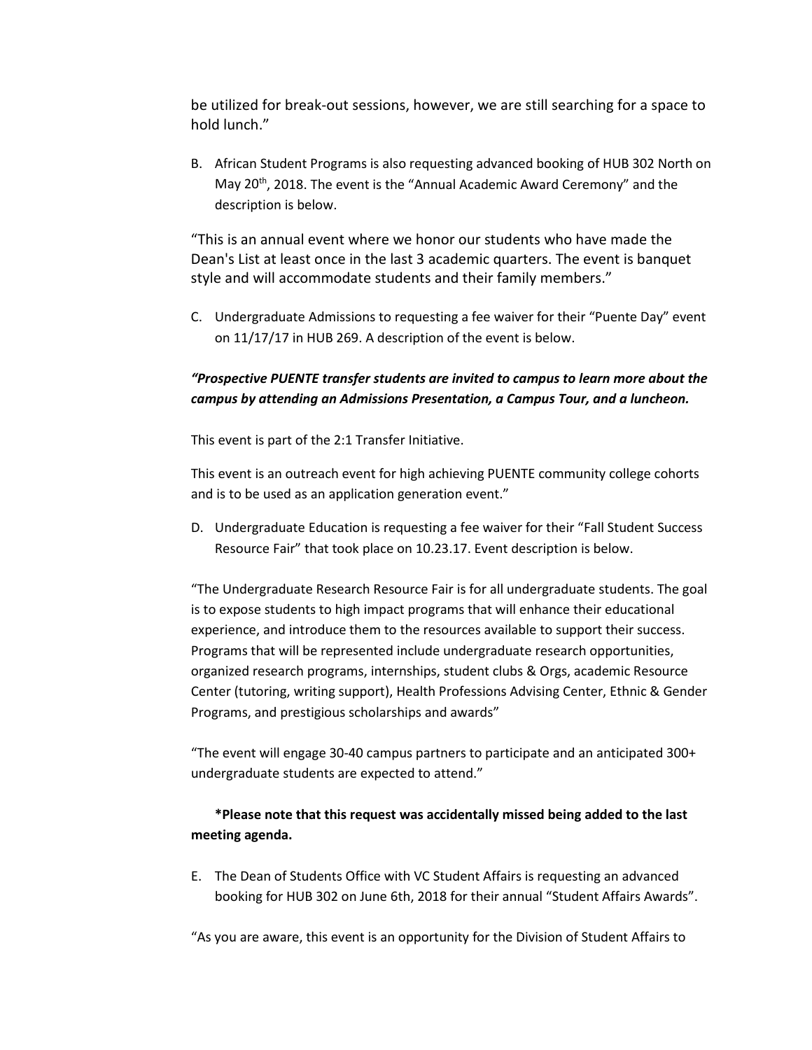be utilized for break-out sessions, however, we are still searching for a space to hold lunch."

B. African Student Programs is also requesting advanced booking of HUB 302 North on May 20th, 2018. The event is the "Annual Academic Award Ceremony" and the description is below.

"This is an annual event where we honor our students who have made the Dean's List at least once in the last 3 academic quarters. The event is banquet style and will accommodate students and their family members."

C. Undergraduate Admissions to requesting a fee waiver for their "Puente Day" event on 11/17/17 in HUB 269. A description of the event is below.

***"Prospective PUENTE transfer students are invited to campus to learn more about the campus by attending an Admissions Presentation, a Campus Tour, and a luncheon.***

This event is part of the 2:1 Transfer Initiative.

This event is an outreach event for high achieving PUENTE community college cohorts and is to be used as an application generation event."

D. Undergraduate Education is requesting a fee waiver for their "Fall Student Success Resource Fair" that took place on 10.23.17. Event description is below.

"The Undergraduate Research Resource Fair is for all undergraduate students. The goal is to expose students to high impact programs that will enhance their educational experience, and introduce them to the resources available to support their success. Programs that will be represented include undergraduate research opportunities, organized research programs, internships, student clubs & Orgs, academic Resource Center (tutoring, writing support), Health Professions Advising Center, Ethnic & Gender Programs, and prestigious scholarships and awards"

"The event will engage 30-40 campus partners to participate and an anticipated 300+ undergraduate students are expected to attend."

**\*Please note that this request was accidentally missed being added to the last meeting agenda.**

E. The Dean of Students Office with VC Student Affairs is requesting an advanced booking for HUB 302 on June 6th, 2018 for their annual "Student Affairs Awards".

"As you are aware, this event is an opportunity for the Division of Student Affairs to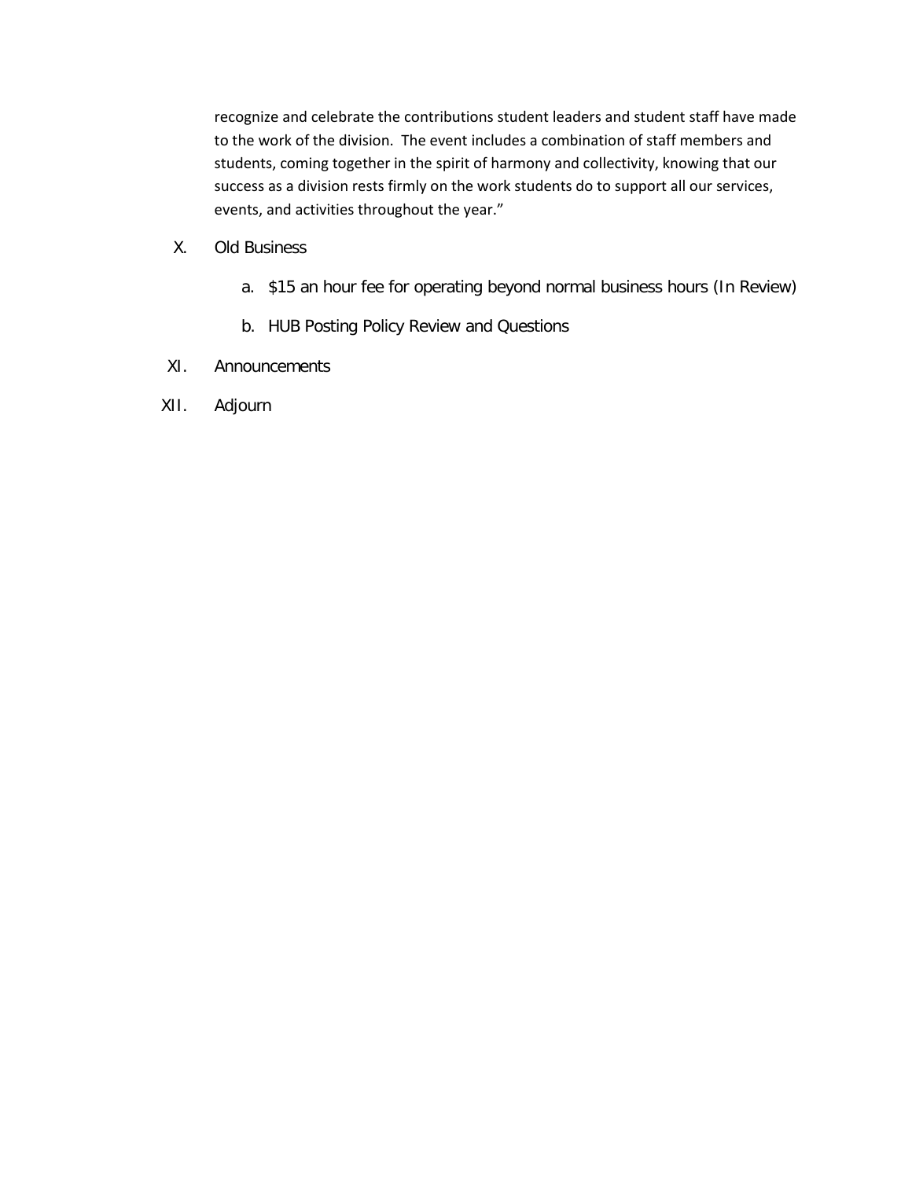recognize and celebrate the contributions student leaders and student staff have made to the work of the division. The event includes a combination of staff members and students, coming together in the spirit of harmony and collectivity, knowing that our success as a division rests firmly on the work students do to support all our services, events, and activities throughout the year."

X. Old Business

   a. $15 an hour fee for operating beyond normal business hours (In Review)

   b. HUB Posting Policy Review and Questions

XI. Announcements

XII. Adjourn